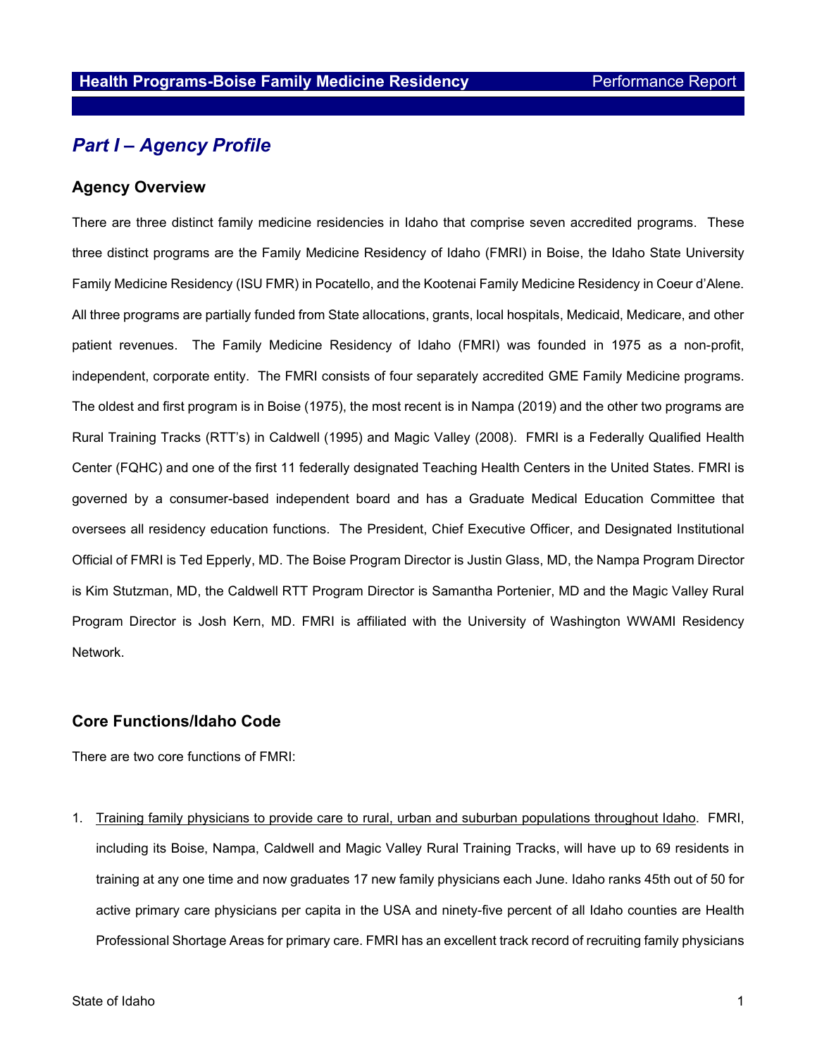# Health Programs-Boise Family Medicine Residency — Performance Report

## *Part I – Agency Profile*

### Agency Overview

There are three distinct family medicine residencies in Idaho that comprise seven accredited programs. These three distinct programs are the Family Medicine Residency of Idaho (FMRI) in Boise, the Idaho State University Family Medicine Residency (ISU FMR) in Pocatello, and the Kootenai Family Medicine Residency in Coeur d'Alene. All three programs are partially funded from State allocations, grants, local hospitals, Medicaid, Medicare, and other patient revenues. The Family Medicine Residency of Idaho (FMRI) was founded in 1975 as a non-profit, independent, corporate entity. The FMRI consists of four separately accredited GME Family Medicine programs. The oldest and first program is in Boise (1975), the most recent is in Nampa (2019) and the other two programs are Rural Training Tracks (RTT's) in Caldwell (1995) and Magic Valley (2008). FMRI is a Federally Qualified Health Center (FQHC) and one of the first 11 federally designated Teaching Health Centers in the United States. FMRI is governed by a consumer-based independent board and has a Graduate Medical Education Committee that oversees all residency education functions. The President, Chief Executive Officer, and Designated Institutional Official of FMRI is Ted Epperly, MD. The Boise Program Director is Justin Glass, MD, the Nampa Program Director is Kim Stutzman, MD, the Caldwell RTT Program Director is Samantha Portenier, MD and the Magic Valley Rural Program Director is Josh Kern, MD. FMRI is affiliated with the University of Washington WWAMI Residency Network.

### Core Functions/Idaho Code

There are two core functions of FMRI:

1. Training family physicians to provide care to rural, urban and suburban populations throughout Idaho. FMRI, including its Boise, Nampa, Caldwell and Magic Valley Rural Training Tracks, will have up to 69 residents in training at any one time and now graduates 17 new family physicians each June. Idaho ranks 45th out of 50 for active primary care physicians per capita in the USA and ninety-five percent of all Idaho counties are Health Professional Shortage Areas for primary care. FMRI has an excellent track record of recruiting family physicians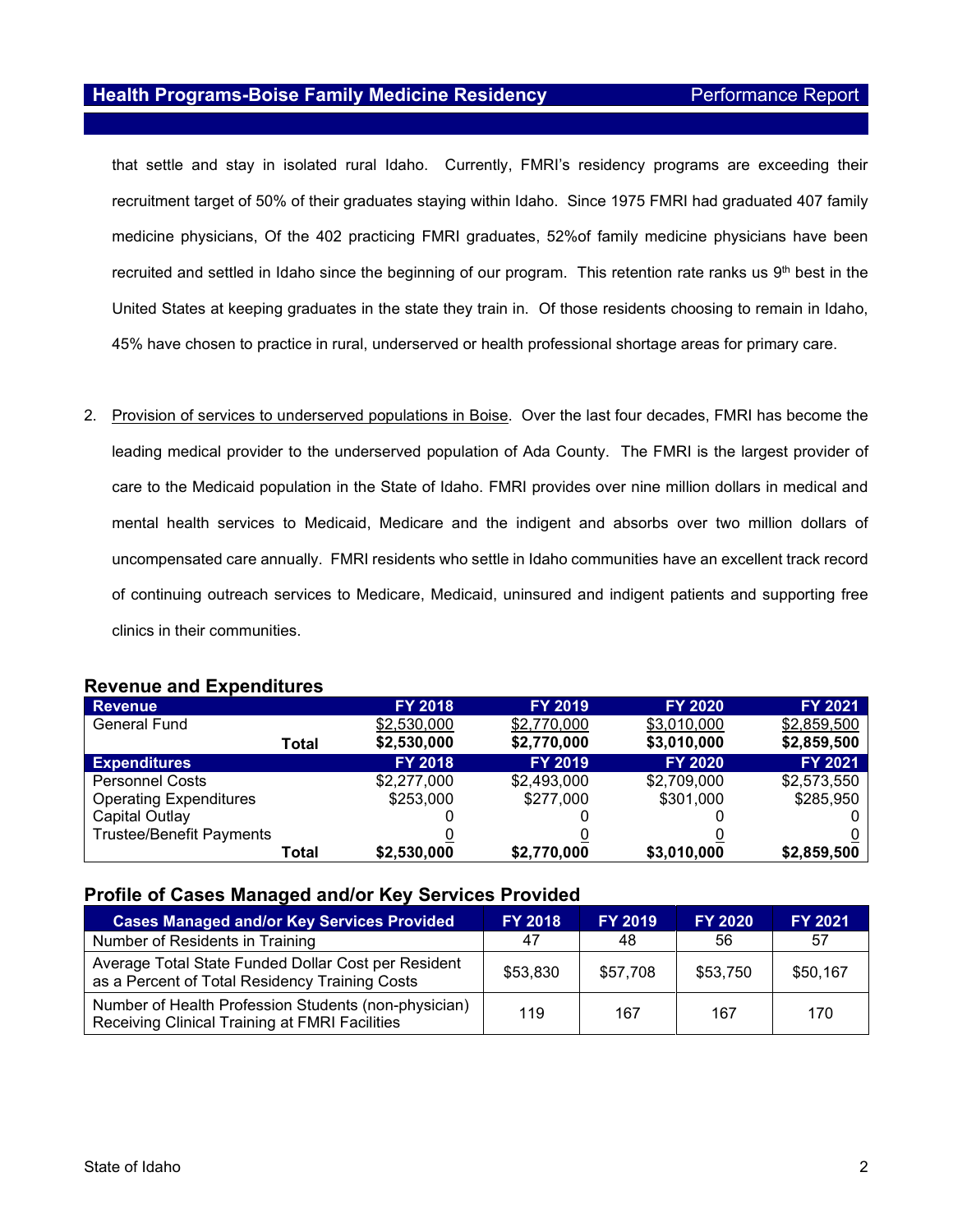that settle and stay in isolated rural Idaho. Currently, FMRI's residency programs are exceeding their recruitment target of 50% of their graduates staying within Idaho. Since 1975 FMRI had graduated 407 family medicine physicians, Of the 402 practicing FMRI graduates, 52%of family medicine physicians have been recruited and settled in Idaho since the beginning of our program. This retention rate ranks us 9th best in the United States at keeping graduates in the state they train in. Of those residents choosing to remain in Idaho, 45% have chosen to practice in rural, underserved or health professional shortage areas for primary care.

2. Provision of services to underserved populations in Boise. Over the last four decades, FMRI has become the leading medical provider to the underserved population of Ada County. The FMRI is the largest provider of care to the Medicaid population in the State of Idaho. FMRI provides over nine million dollars in medical and mental health services to Medicaid, Medicare and the indigent and absorbs over two million dollars of uncompensated care annually. FMRI residents who settle in Idaho communities have an excellent track record of continuing outreach services to Medicare, Medicaid, uninsured and indigent patients and supporting free clinics in their communities.

## Revenue and Expenditures

| Revenue | FY 2018 | FY 2019 | FY 2020 | FY 2021 |
|---|---|---|---|---|
| General Fund | $2,530,000 | $2,770,000 | $3,010,000 | $2,859,500 |
| **Total** | **$2,530,000** | **$2,770,000** | **$3,010,000** | **$2,859,500** |
| **Expenditures** | **FY 2018** | **FY 2019** | **FY 2020** | **FY 2021** |
| Personnel Costs | $2,277,000 | $2,493,000 | $2,709,000 | $2,573,550 |
| Operating Expenditures | $253,000 | $277,000 | $301,000 | $285,950 |
| Capital Outlay | 0 | 0 | 0 | 0 |
| Trustee/Benefit Payments | 0 | 0 | 0 | 0 |
| **Total** | **$2,530,000** | **$2,770,000** | **$3,010,000** | **$2,859,500** |

## Profile of Cases Managed and/or Key Services Provided

| Cases Managed and/or Key Services Provided | FY 2018 | FY 2019 | FY 2020 | FY 2021 |
|---|---|---|---|---|
| Number of Residents in Training | 47 | 48 | 56 | 57 |
| Average Total State Funded Dollar Cost per Resident as a Percent of Total Residency Training Costs | $53,830 | $57,708 | $53,750 | $50,167 |
| Number of Health Profession Students (non-physician) Receiving Clinical Training at FMRI Facilities | 119 | 167 | 167 | 170 |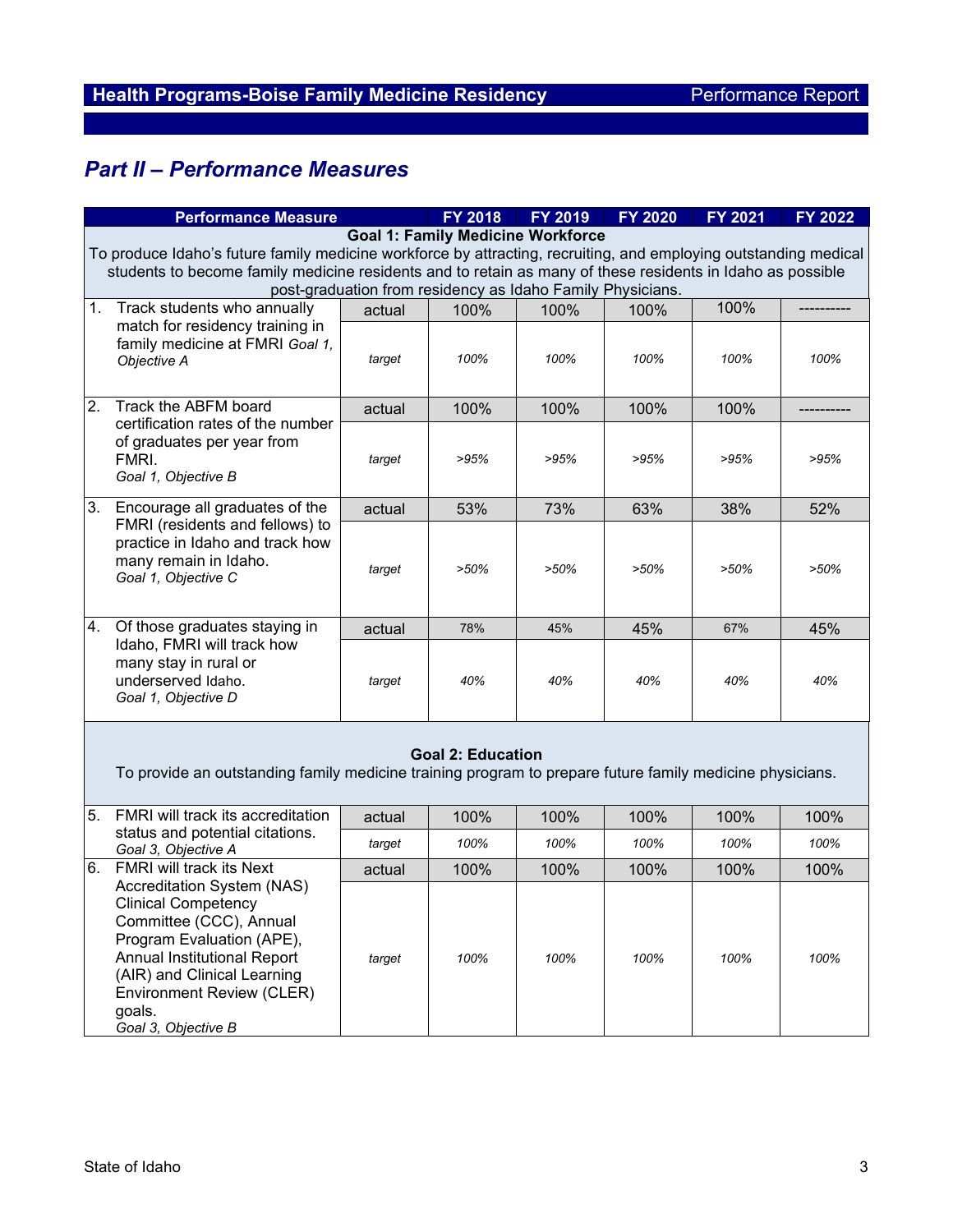## Part II – Performance Measures

| Performance Measure | | FY 2018 | FY 2019 | FY 2020 | FY 2021 | FY 2022 |
|---|---|---|---|---|---|---|
| **Goal 1: Family Medicine Workforce**<br>To produce Idaho's future family medicine workforce by attracting, recruiting, and employing outstanding medical students to become family medicine residents and to retain as many of these residents in Idaho as possible post-graduation from residency as Idaho Family Physicians. | | | | | | |
| 1. Track students who annually match for residency training in family medicine at FMRI *Goal 1, Objective A* | actual | 100% | 100% | 100% | 100% | ---------- |
| | *target* | *100%* | *100%* | *100%* | *100%* | *100%* |
| 2. Track the ABFM board certification rates of the number of graduates per year from FMRI. *Goal 1, Objective B* | actual | 100% | 100% | 100% | 100% | ---------- |
| | *target* | *>95%* | *>95%* | *>95%* | *>95%* | *>95%* |
| 3. Encourage all graduates of the FMRI (residents and fellows) to practice in Idaho and track how many remain in Idaho. *Goal 1, Objective C* | actual | 53% | 73% | 63% | 38% | 52% |
| | *target* | *>50%* | *>50%* | *>50%* | *>50%* | *>50%* |
| 4. Of those graduates staying in Idaho, FMRI will track how many stay in rural or underserved Idaho. *Goal 1, Objective D* | actual | 78% | 45% | 45% | 67% | 45% |
| | *target* | *40%* | *40%* | *40%* | *40%* | *40%* |
| **Goal 2: Education**<br>To provide an outstanding family medicine training program to prepare future family medicine physicians. | | | | | | |
| 5. FMRI will track its accreditation status and potential citations. *Goal 3, Objective A* | actual | 100% | 100% | 100% | 100% | 100% |
| | *target* | *100%* | *100%* | *100%* | *100%* | *100%* |
| 6. FMRI will track its Next Accreditation System (NAS) Clinical Competency Committee (CCC), Annual Program Evaluation (APE), Annual Institutional Report (AIR) and Clinical Learning Environment Review (CLER) goals. *Goal 3, Objective B* | actual | 100% | 100% | 100% | 100% | 100% |
| | *target* | *100%* | *100%* | *100%* | *100%* | *100%* |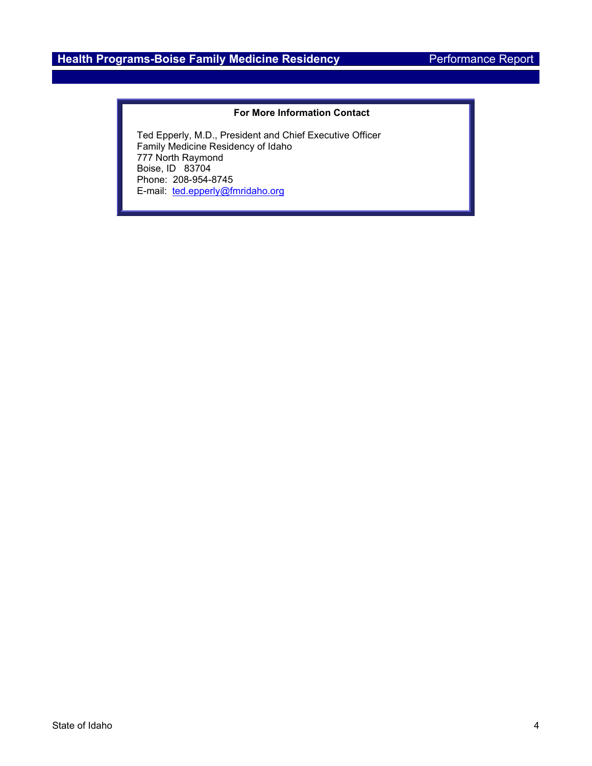## Health Programs-Boise Family Medicine Residency — Performance Report

**For More Information Contact**

Ted Epperly, M.D., President and Chief Executive Officer
Family Medicine Residency of Idaho
777 North Raymond
Boise, ID 83704
Phone: 208-954-8745
E-mail: ted.epperly@fmridaho.org